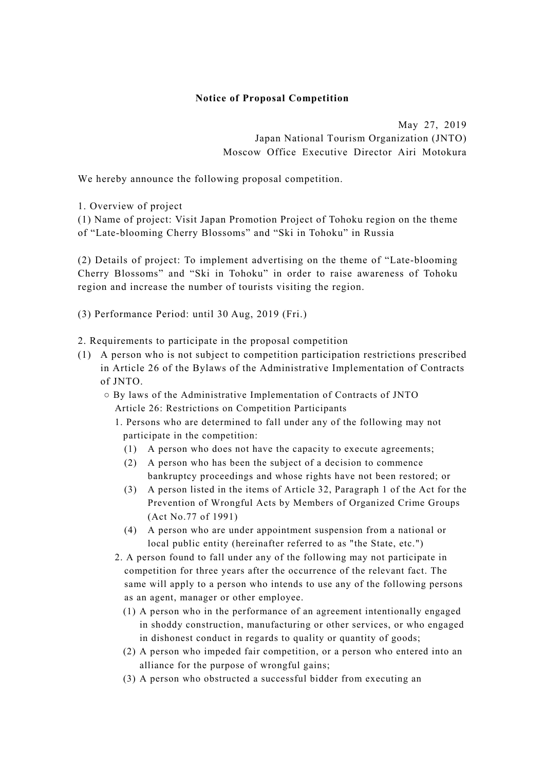**Notice of Proposal Competition**

May 27, 2019
Japan National Tourism Organization (JNTO)
Moscow Office Executive Director Airi Motokura

We hereby announce the following proposal competition.

1. Overview of project

(1) Name of project: Visit Japan Promotion Project of Tohoku region on the theme of "Late-blooming Cherry Blossoms" and "Ski in Tohoku" in Russia

(2) Details of project: To implement advertising on the theme of "Late-blooming Cherry Blossoms" and "Ski in Tohoku" in order to raise awareness of Tohoku region and increase the number of tourists visiting the region.

(3) Performance Period: until 30 Aug, 2019 (Fri.)

2. Requirements to participate in the proposal competition

(1) A person who is not subject to competition participation restrictions prescribed in Article 26 of the Bylaws of the Administrative Implementation of Contracts of JNTO.

○ By laws of the Administrative Implementation of Contracts of JNTO
Article 26: Restrictions on Competition Participants

1. Persons who are determined to fall under any of the following may not participate in the competition:
   (1) A person who does not have the capacity to execute agreements;
   (2) A person who has been the subject of a decision to commence bankruptcy proceedings and whose rights have not been restored; or
   (3) A person listed in the items of Article 32, Paragraph 1 of the Act for the Prevention of Wrongful Acts by Members of Organized Crime Groups (Act No.77 of 1991)
   (4) A person who are under appointment suspension from a national or local public entity (hereinafter referred to as "the State, etc.")

2. A person found to fall under any of the following may not participate in competition for three years after the occurrence of the relevant fact. The same will apply to a person who intends to use any of the following persons as an agent, manager or other employee.
   (1) A person who in the performance of an agreement intentionally engaged in shoddy construction, manufacturing or other services, or who engaged in dishonest conduct in regards to quality or quantity of goods;
   (2) A person who impeded fair competition, or a person who entered into an alliance for the purpose of wrongful gains;
   (3) A person who obstructed a successful bidder from executing an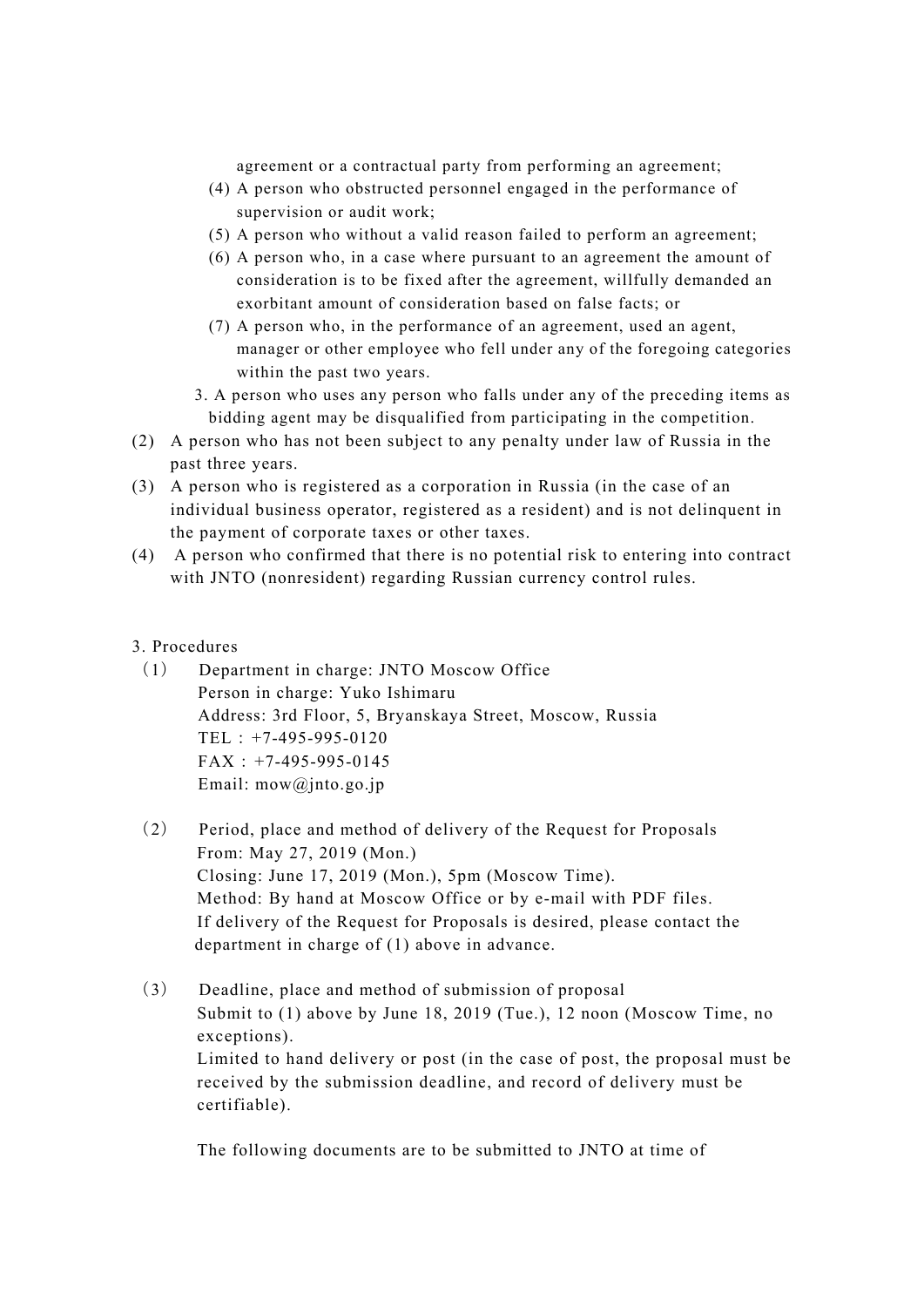agreement or a contractual party from performing an agreement;

(4) A person who obstructed personnel engaged in the performance of supervision or audit work;

(5) A person who without a valid reason failed to perform an agreement;

(6) A person who, in a case where pursuant to an agreement the amount of consideration is to be fixed after the agreement, willfully demanded an exorbitant amount of consideration based on false facts; or

(7) A person who, in the performance of an agreement, used an agent, manager or other employee who fell under any of the foregoing categories within the past two years.

3. A person who uses any person who falls under any of the preceding items as bidding agent may be disqualified from participating in the competition.

(2) A person who has not been subject to any penalty under law of Russia in the past three years.

(3) A person who is registered as a corporation in Russia (in the case of an individual business operator, registered as a resident) and is not delinquent in the payment of corporate taxes or other taxes.

(4) A person who confirmed that there is no potential risk to entering into contract with JNTO (nonresident) regarding Russian currency control rules.

3. Procedures

（1） Department in charge: JNTO Moscow Office
Person in charge: Yuko Ishimaru
Address: 3rd Floor, 5, Bryanskaya Street, Moscow, Russia
TEL：+7-495-995-0120
FAX：+7-495-995-0145
Email: mow@jnto.go.jp

（2） Period, place and method of delivery of the Request for Proposals
From: May 27, 2019 (Mon.)
Closing: June 17, 2019 (Mon.), 5pm (Moscow Time).
Method: By hand at Moscow Office or by e-mail with PDF files.
If delivery of the Request for Proposals is desired, please contact the department in charge of (1) above in advance.

（3） Deadline, place and method of submission of proposal
Submit to (1) above by June 18, 2019 (Tue.), 12 noon (Moscow Time, no exceptions).
Limited to hand delivery or post (in the case of post, the proposal must be received by the submission deadline, and record of delivery must be certifiable).

The following documents are to be submitted to JNTO at time of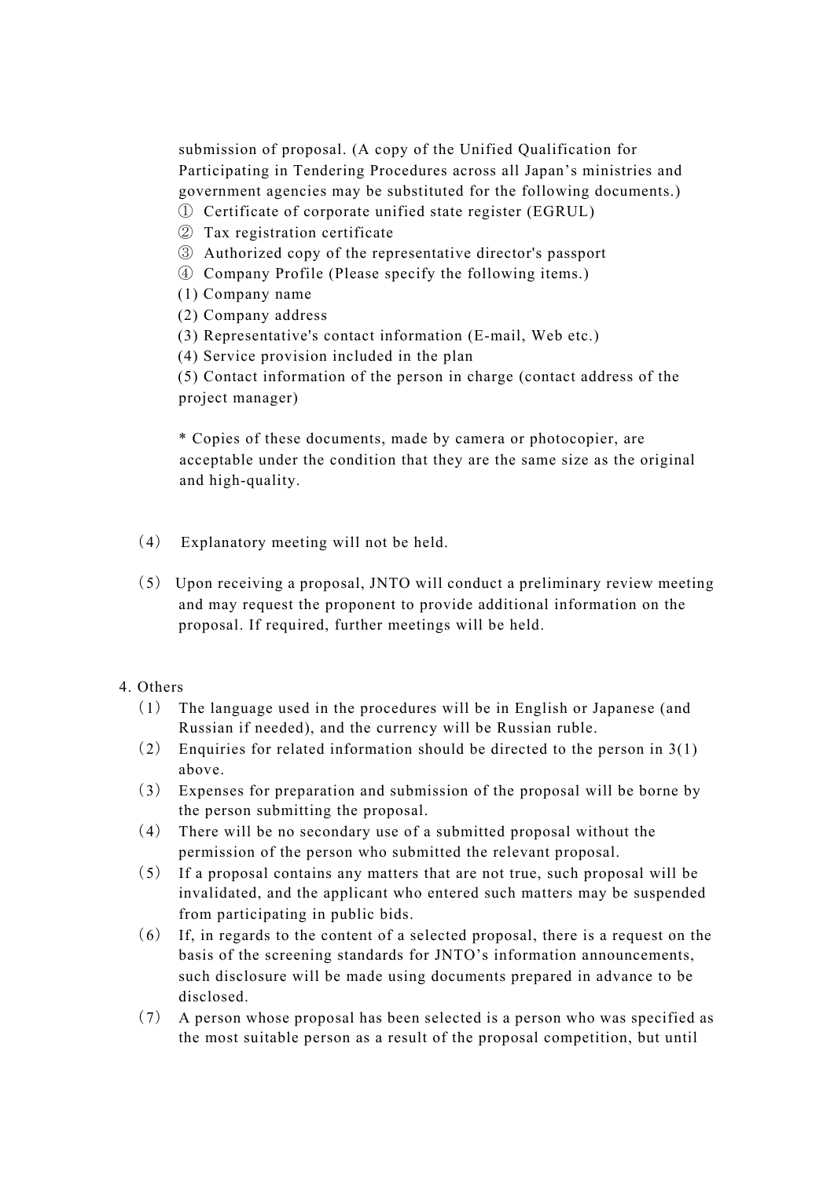submission of proposal. (A copy of the Unified Qualification for Participating in Tendering Procedures across all Japan's ministries and government agencies may be substituted for the following documents.)

① Certificate of corporate unified state register (EGRUL)
② Tax registration certificate
③ Authorized copy of the representative director's passport
④ Company Profile (Please specify the following items.)
(1) Company name
(2) Company address
(3) Representative's contact information (E-mail, Web etc.)
(4) Service provision included in the plan
(5) Contact information of the person in charge (contact address of the project manager)

* Copies of these documents, made by camera or photocopier, are acceptable under the condition that they are the same size as the original and high-quality.

（4） Explanatory meeting will not be held.

（5） Upon receiving a proposal, JNTO will conduct a preliminary review meeting and may request the proponent to provide additional information on the proposal. If required, further meetings will be held.

4. Others

（1） The language used in the procedures will be in English or Japanese (and Russian if needed), and the currency will be Russian ruble.

（2） Enquiries for related information should be directed to the person in 3(1) above.

（3） Expenses for preparation and submission of the proposal will be borne by the person submitting the proposal.

（4） There will be no secondary use of a submitted proposal without the permission of the person who submitted the relevant proposal.

（5） If a proposal contains any matters that are not true, such proposal will be invalidated, and the applicant who entered such matters may be suspended from participating in public bids.

（6） If, in regards to the content of a selected proposal, there is a request on the basis of the screening standards for JNTO's information announcements, such disclosure will be made using documents prepared in advance to be disclosed.

（7） A person whose proposal has been selected is a person who was specified as the most suitable person as a result of the proposal competition, but until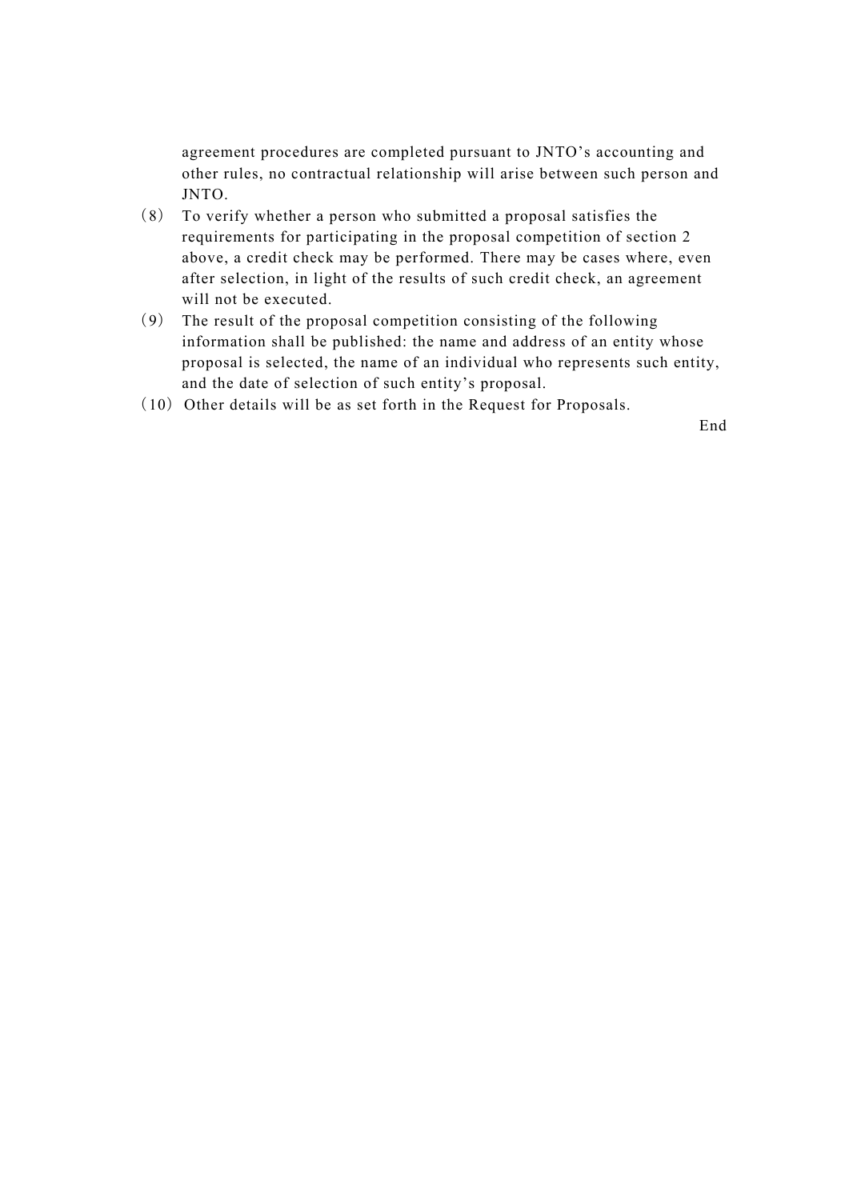agreement procedures are completed pursuant to JNTO's accounting and other rules, no contractual relationship will arise between such person and JNTO.

（8） To verify whether a person who submitted a proposal satisfies the requirements for participating in the proposal competition of section 2 above, a credit check may be performed. There may be cases where, even after selection, in light of the results of such credit check, an agreement will not be executed.

（9） The result of the proposal competition consisting of the following information shall be published: the name and address of an entity whose proposal is selected, the name of an individual who represents such entity, and the date of selection of such entity's proposal.

（10） Other details will be as set forth in the Request for Proposals.

End